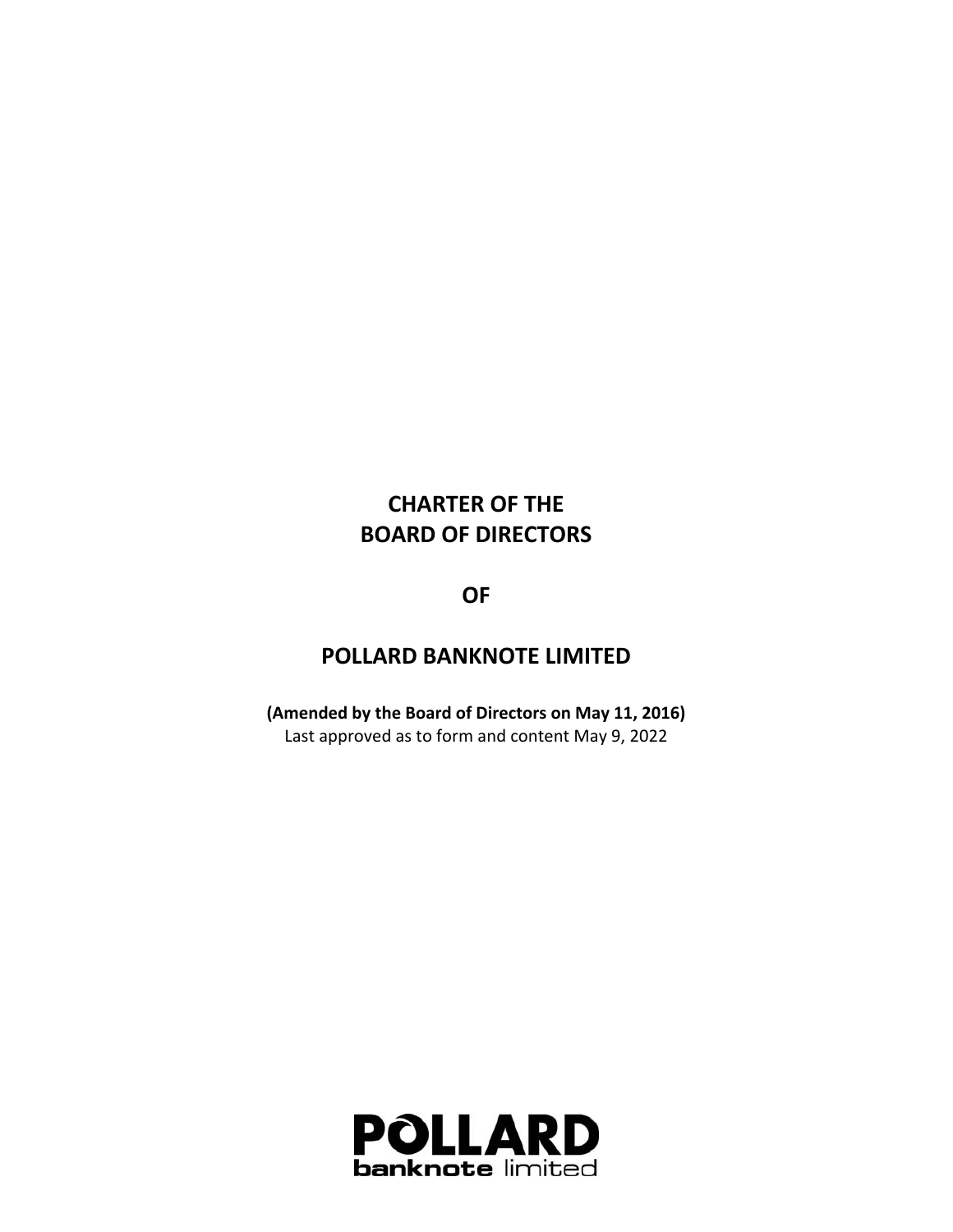# CHARTER OF THE BOARD OF DIRECTORS

# OF

# POLLARD BANKNOTE LIMITED

**(Amended by the Board of Directors on May 11, 2016)**

Last approved as to form and content May 9, 2022

POLLARD banknote limited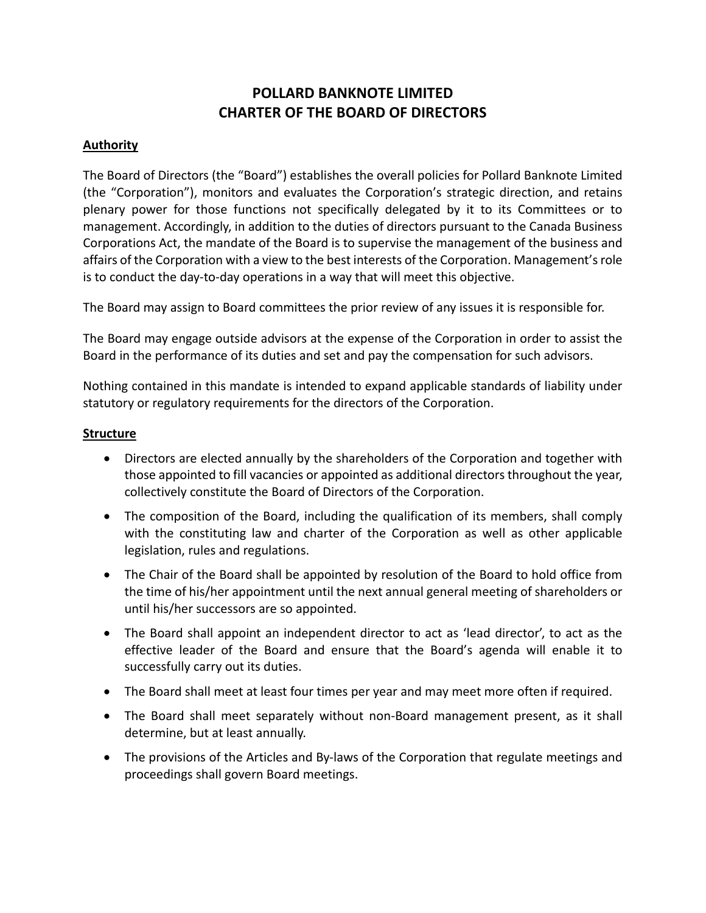# POLLARD BANKNOTE LIMITED
# CHARTER OF THE BOARD OF DIRECTORS

## Authority

The Board of Directors (the "Board") establishes the overall policies for Pollard Banknote Limited (the "Corporation"), monitors and evaluates the Corporation's strategic direction, and retains plenary power for those functions not specifically delegated by it to its Committees or to management. Accordingly, in addition to the duties of directors pursuant to the Canada Business Corporations Act, the mandate of the Board is to supervise the management of the business and affairs of the Corporation with a view to the best interests of the Corporation. Management's role is to conduct the day-to-day operations in a way that will meet this objective.

The Board may assign to Board committees the prior review of any issues it is responsible for.

The Board may engage outside advisors at the expense of the Corporation in order to assist the Board in the performance of its duties and set and pay the compensation for such advisors.

Nothing contained in this mandate is intended to expand applicable standards of liability under statutory or regulatory requirements for the directors of the Corporation.

## Structure

- Directors are elected annually by the shareholders of the Corporation and together with those appointed to fill vacancies or appointed as additional directors throughout the year, collectively constitute the Board of Directors of the Corporation.
- The composition of the Board, including the qualification of its members, shall comply with the constituting law and charter of the Corporation as well as other applicable legislation, rules and regulations.
- The Chair of the Board shall be appointed by resolution of the Board to hold office from the time of his/her appointment until the next annual general meeting of shareholders or until his/her successors are so appointed.
- The Board shall appoint an independent director to act as 'lead director', to act as the effective leader of the Board and ensure that the Board's agenda will enable it to successfully carry out its duties.
- The Board shall meet at least four times per year and may meet more often if required.
- The Board shall meet separately without non-Board management present, as it shall determine, but at least annually.
- The provisions of the Articles and By-laws of the Corporation that regulate meetings and proceedings shall govern Board meetings.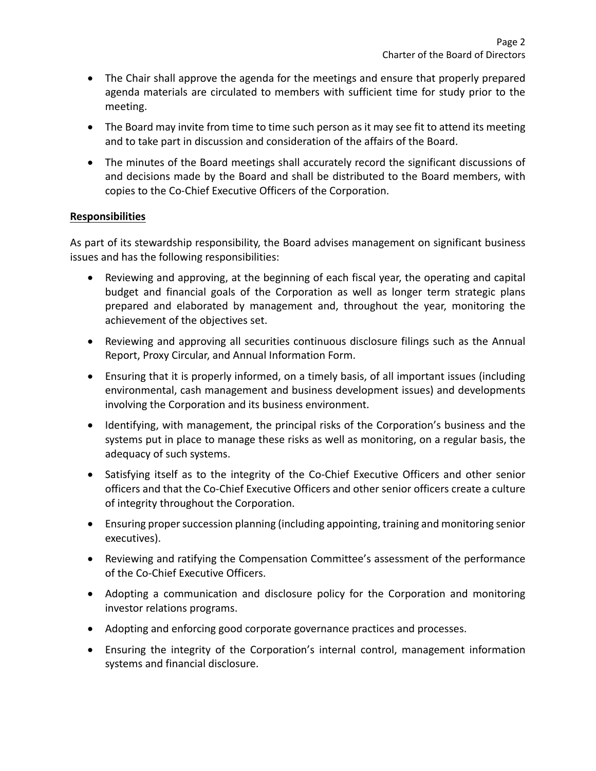- The Chair shall approve the agenda for the meetings and ensure that properly prepared agenda materials are circulated to members with sufficient time for study prior to the meeting.
- The Board may invite from time to time such person as it may see fit to attend its meeting and to take part in discussion and consideration of the affairs of the Board.
- The minutes of the Board meetings shall accurately record the significant discussions of and decisions made by the Board and shall be distributed to the Board members, with copies to the Co-Chief Executive Officers of the Corporation.

**Responsibilities**

As part of its stewardship responsibility, the Board advises management on significant business issues and has the following responsibilities:

- Reviewing and approving, at the beginning of each fiscal year, the operating and capital budget and financial goals of the Corporation as well as longer term strategic plans prepared and elaborated by management and, throughout the year, monitoring the achievement of the objectives set.
- Reviewing and approving all securities continuous disclosure filings such as the Annual Report, Proxy Circular, and Annual Information Form.
- Ensuring that it is properly informed, on a timely basis, of all important issues (including environmental, cash management and business development issues) and developments involving the Corporation and its business environment.
- Identifying, with management, the principal risks of the Corporation's business and the systems put in place to manage these risks as well as monitoring, on a regular basis, the adequacy of such systems.
- Satisfying itself as to the integrity of the Co-Chief Executive Officers and other senior officers and that the Co-Chief Executive Officers and other senior officers create a culture of integrity throughout the Corporation.
- Ensuring proper succession planning (including appointing, training and monitoring senior executives).
- Reviewing and ratifying the Compensation Committee's assessment of the performance of the Co-Chief Executive Officers.
- Adopting a communication and disclosure policy for the Corporation and monitoring investor relations programs.
- Adopting and enforcing good corporate governance practices and processes.
- Ensuring the integrity of the Corporation's internal control, management information systems and financial disclosure.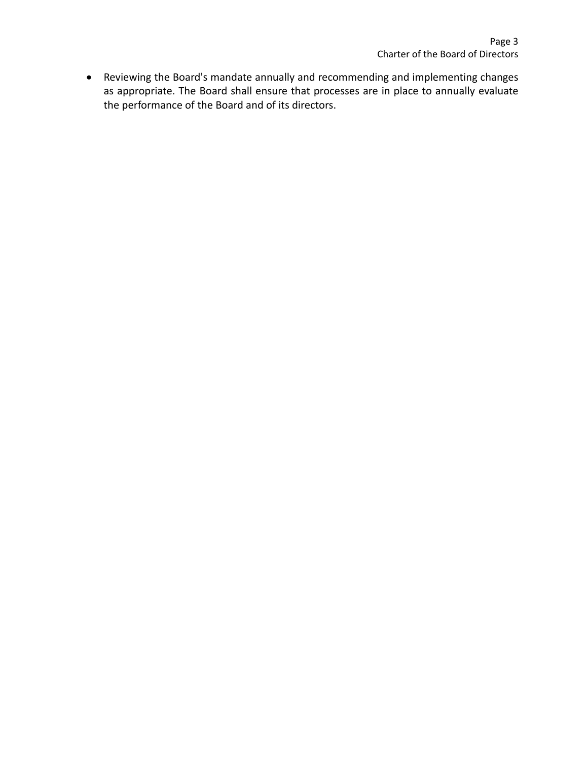- Reviewing the Board's mandate annually and recommending and implementing changes as appropriate. The Board shall ensure that processes are in place to annually evaluate the performance of the Board and of its directors.